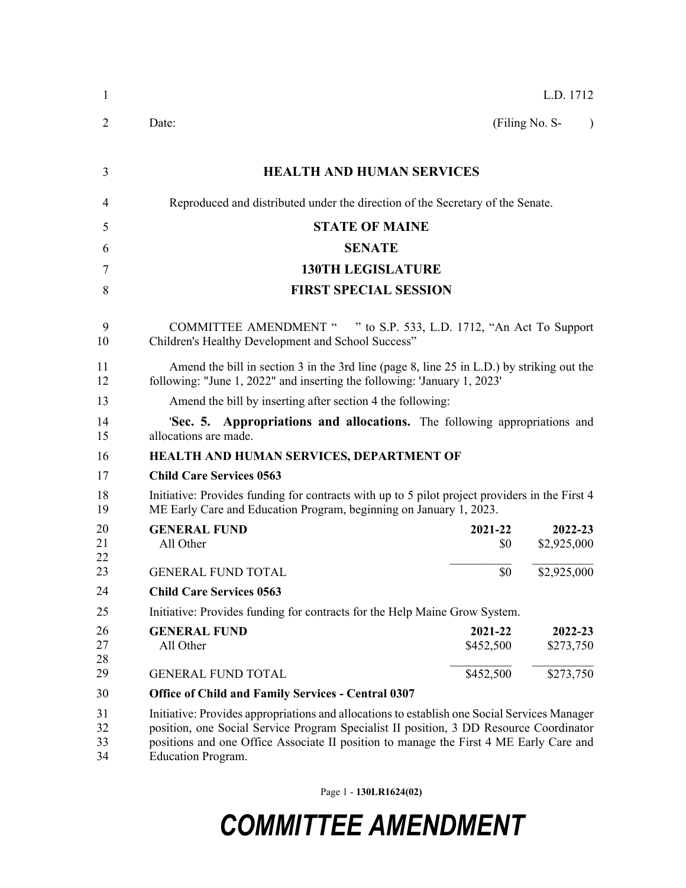L.D. 1712

Date: (Filing No. S- )

# HEALTH AND HUMAN SERVICES

Reproduced and distributed under the direction of the Secretary of the Senate.

## STATE OF MAINE

## SENATE

## 130TH LEGISLATURE

## FIRST SPECIAL SESSION

COMMITTEE AMENDMENT " " to S.P. 533, L.D. 1712, "An Act To Support Children's Healthy Development and School Success"

Amend the bill in section 3 in the 3rd line (page 8, line 25 in L.D.) by striking out the following: "June 1, 2022" and inserting the following: 'January 1, 2023'

Amend the bill by inserting after section 4 the following:

'**Sec. 5. Appropriations and allocations.** The following appropriations and allocations are made.

**HEALTH AND HUMAN SERVICES, DEPARTMENT OF**

**Child Care Services 0563**

Initiative: Provides funding for contracts with up to 5 pilot project providers in the First 4 ME Early Care and Education Program, beginning on January 1, 2023.

| **GENERAL FUND** | **2021-22** | **2022-23** |
|---|---|---|
| All Other | $0 | $2,925,000 |
| GENERAL FUND TOTAL | $0 | $2,925,000 |

**Child Care Services 0563**

Initiative: Provides funding for contracts for the Help Maine Grow System.

| **GENERAL FUND** | **2021-22** | **2022-23** |
|---|---|---|
| All Other | $452,500 | $273,750 |
| GENERAL FUND TOTAL | $452,500 | $273,750 |

**Office of Child and Family Services - Central 0307**

Initiative: Provides appropriations and allocations to establish one Social Services Manager position, one Social Service Program Specialist II position, 3 DD Resource Coordinator positions and one Office Associate II position to manage the First 4 ME Early Care and Education Program.

# COMMITTEE AMENDMENT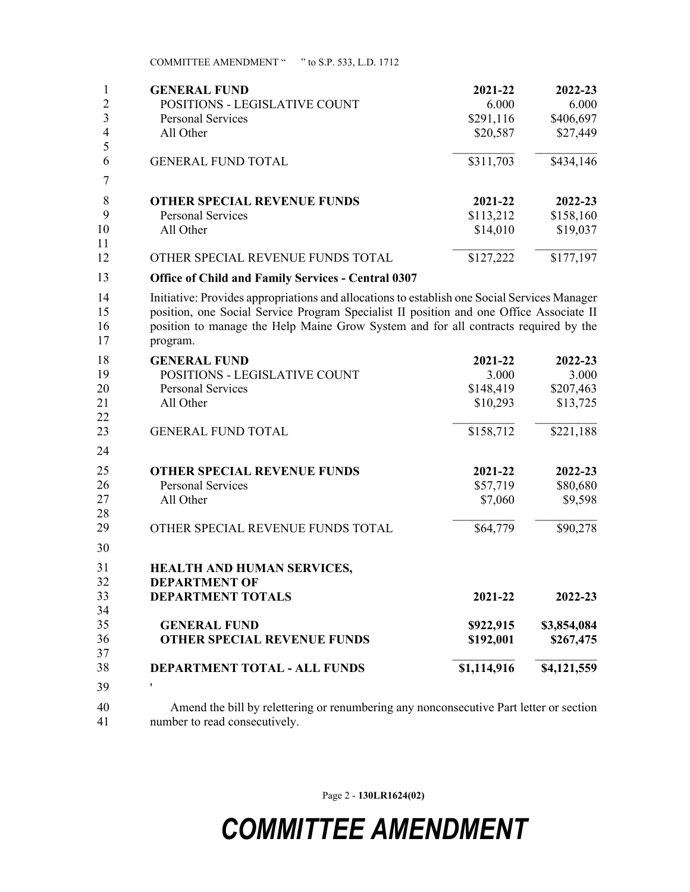| GENERAL FUND | 2021-22 | 2022-23 |
|---|---|---|
| POSITIONS - LEGISLATIVE COUNT | 6.000 | 6.000 |
| Personal Services | $291,116 | $406,697 |
| All Other | $20,587 | $27,449 |
| GENERAL FUND TOTAL | $311,703 | $434,146 |

| OTHER SPECIAL REVENUE FUNDS | 2021-22 | 2022-23 |
|---|---|---|
| Personal Services | $113,212 | $158,160 |
| All Other | $14,010 | $19,037 |
| OTHER SPECIAL REVENUE FUNDS TOTAL | $127,222 | $177,197 |

**Office of Child and Family Services - Central 0307**

Initiative: Provides appropriations and allocations to establish one Social Services Manager position, one Social Service Program Specialist II position and one Office Associate II position to manage the Help Maine Grow System and for all contracts required by the program.

| GENERAL FUND | 2021-22 | 2022-23 |
|---|---|---|
| POSITIONS - LEGISLATIVE COUNT | 3.000 | 3.000 |
| Personal Services | $148,419 | $207,463 |
| All Other | $10,293 | $13,725 |
| GENERAL FUND TOTAL | $158,712 | $221,188 |

| OTHER SPECIAL REVENUE FUNDS | 2021-22 | 2022-23 |
|---|---|---|
| Personal Services | $57,719 | $80,680 |
| All Other | $7,060 | $9,598 |
| OTHER SPECIAL REVENUE FUNDS TOTAL | $64,779 | $90,278 |

| HEALTH AND HUMAN SERVICES, DEPARTMENT OF DEPARTMENT TOTALS | 2021-22 | 2022-23 |
|---|---|---|
| GENERAL FUND | $922,915 | $3,854,084 |
| OTHER SPECIAL REVENUE FUNDS | $192,001 | $267,475 |
| DEPARTMENT TOTAL - ALL FUNDS | $1,114,916 | $4,121,559 |

'

Amend the bill by relettering or renumbering any nonconsecutive Part letter or section number to read consecutively.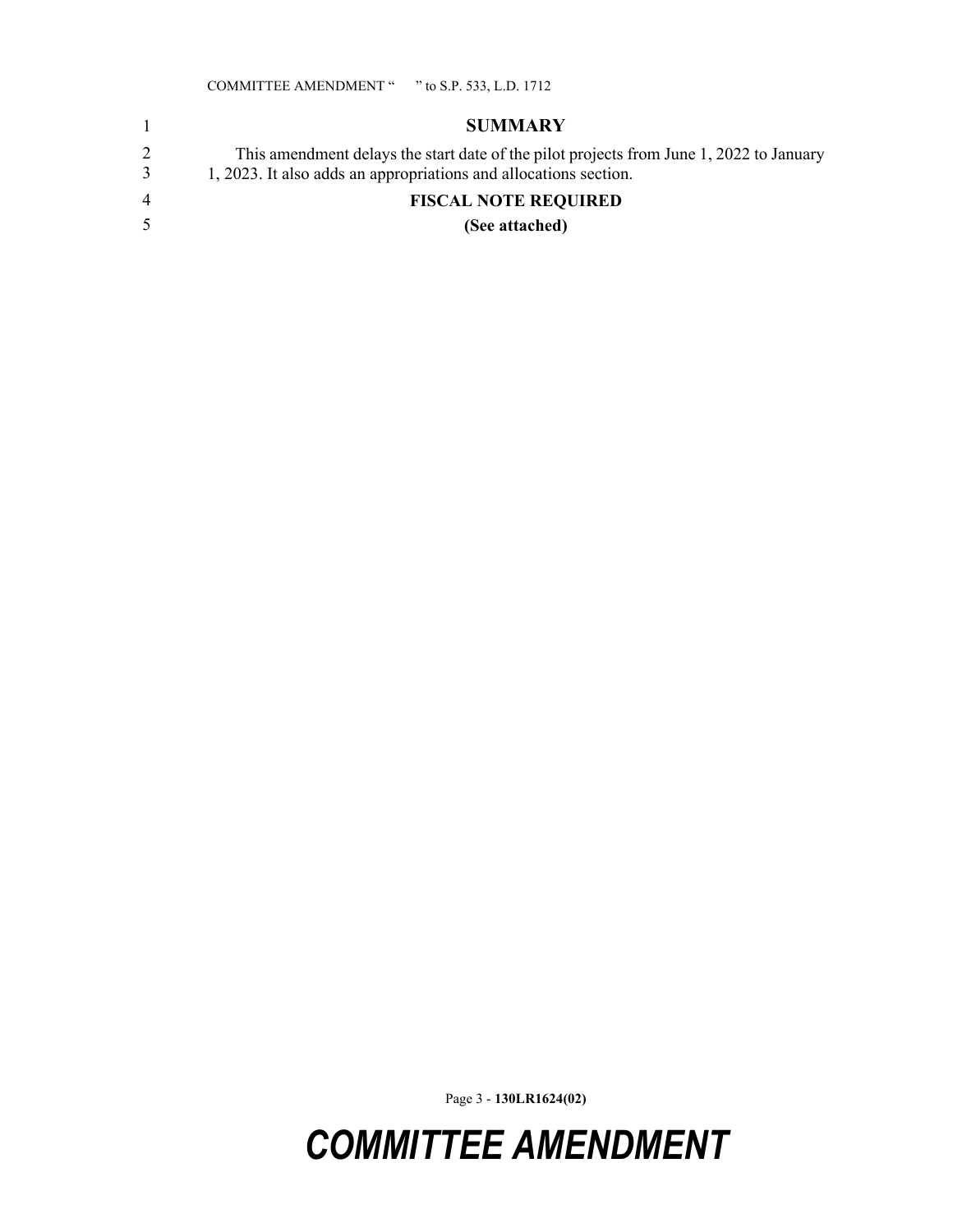## SUMMARY

This amendment delays the start date of the pilot projects from June 1, 2022 to January 1, 2023. It also adds an appropriations and allocations section.

**FISCAL NOTE REQUIRED**

**(See attached)**